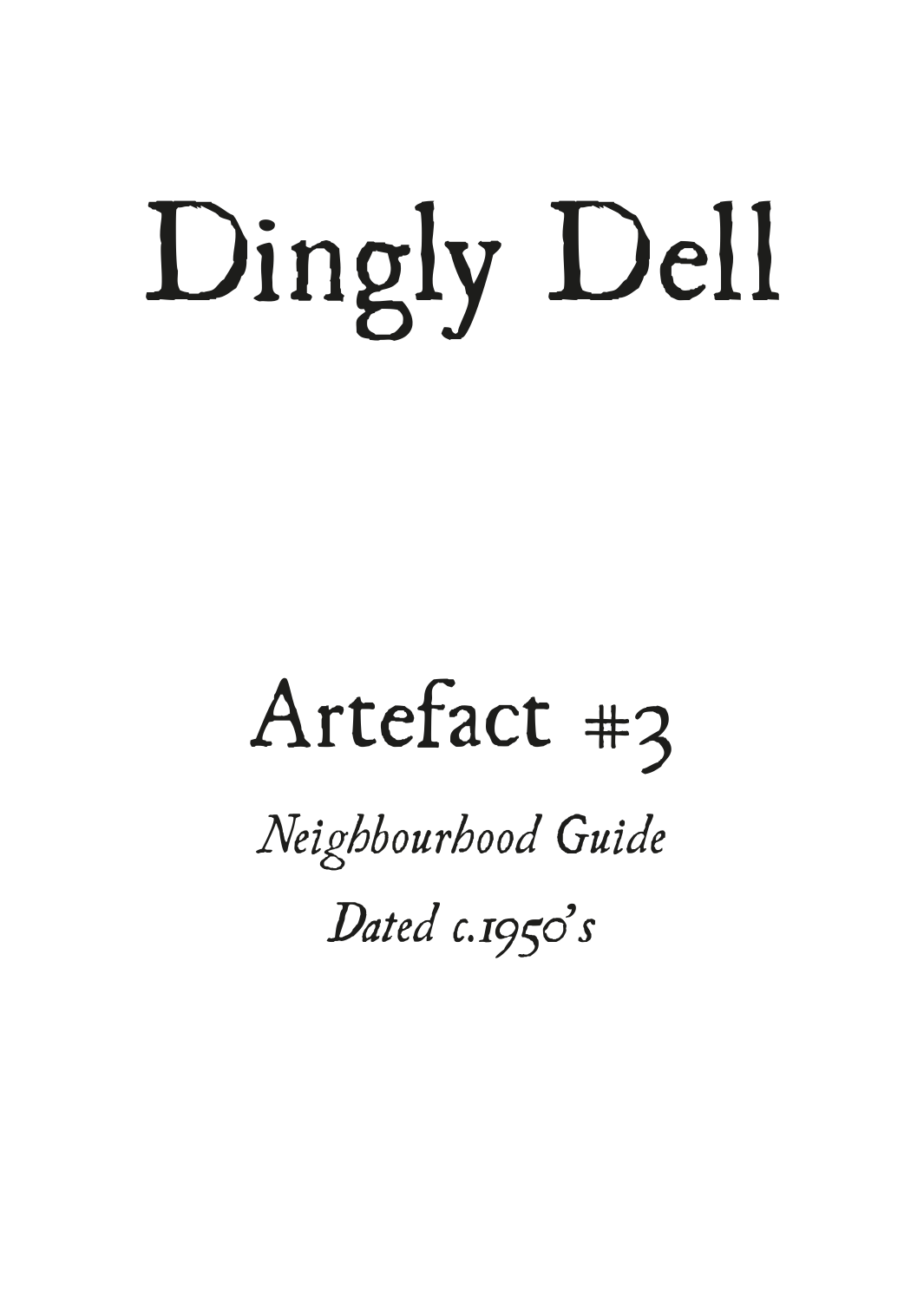# Dingly Dell

## Artefact #3

*Neighbourhood Guide*

*Dated c.1950's*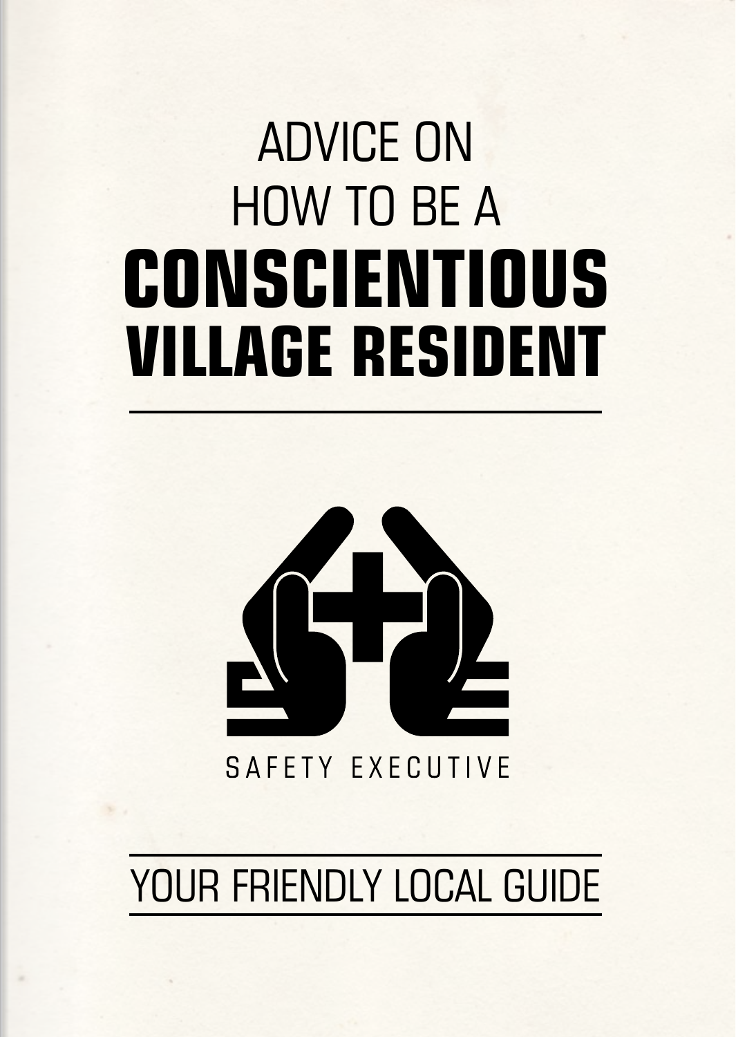# ADVICE ON HOW TO BE A **CONSCIENTIOUS VILLAGE RESIDENT**

SAFETY EXECUTIVE

YOUR FRIENDLY LOCAL GUIDE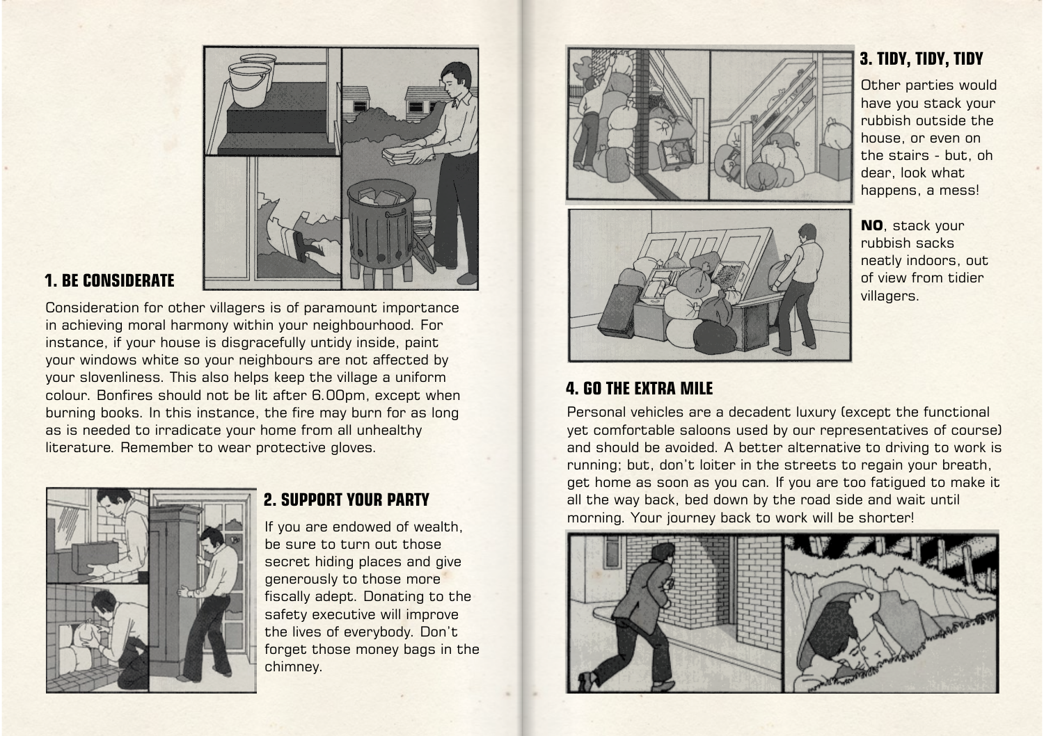## 1. BE CONSIDERATE

Consideration for other villagers is of paramount importance in achieving moral harmony within your neighbourhood. For instance, if your house is disgracefully untidy inside, paint your windows white so your neighbours are not affected by your slovenliness. This also helps keep the village a uniform colour. Bonfires should not be lit after 6.00pm, except when burning books. In this instance, the fire may burn for as long as is needed to irradicate your home from all unhealthy literature. Remember to wear protective gloves.

## 2. SUPPORT YOUR PARTY

If you are endowed of wealth, be sure to turn out those secret hiding places and give generously to those more fiscally adept. Donating to the safety executive will improve the lives of everybody. Don't forget those money bags in the chimney.

## 3. TIDY, TIDY, TIDY

Other parties would have you stack your rubbish outside the house, or even on the stairs - but, oh dear, look what happens, a mess!

**NO**, stack your rubbish sacks neatly indoors, out of view from tidier villagers.

## 4. GO THE EXTRA MILE

Personal vehicles are a decadent luxury (except the functional yet comfortable saloons used by our representatives of course) and should be avoided. A better alternative to driving to work is running; but, don't loiter in the streets to regain your breath, get home as soon as you can. If you are too fatigued to make it all the way back, bed down by the road side and wait until morning. Your journey back to work will be shorter!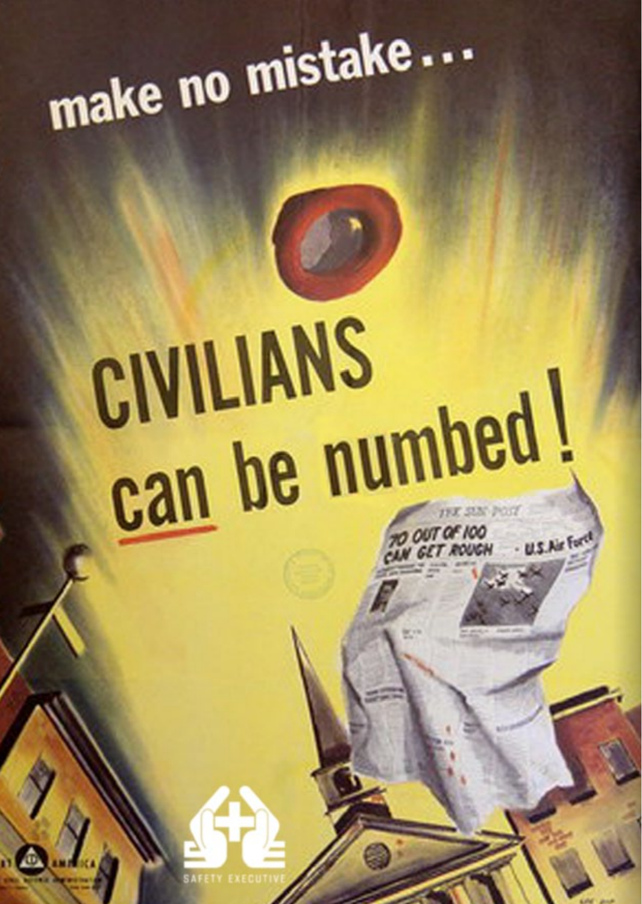make no mistake...

# CIVILIANS can be numbed!

THE SUN POST

70 OUT OF 100 CAN GET ROUGH - U.S. Air Force

SAFETY EXECUTIVE